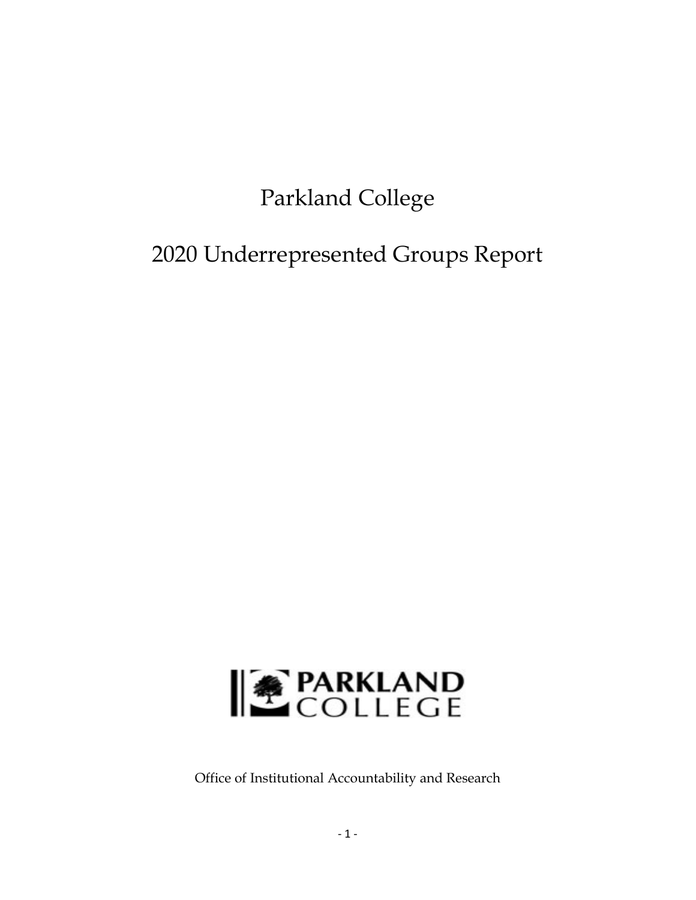# Parkland College

# 2020 Underrepresented Groups Report

PARKLAND COLLEGE

Office of Institutional Accountability and Research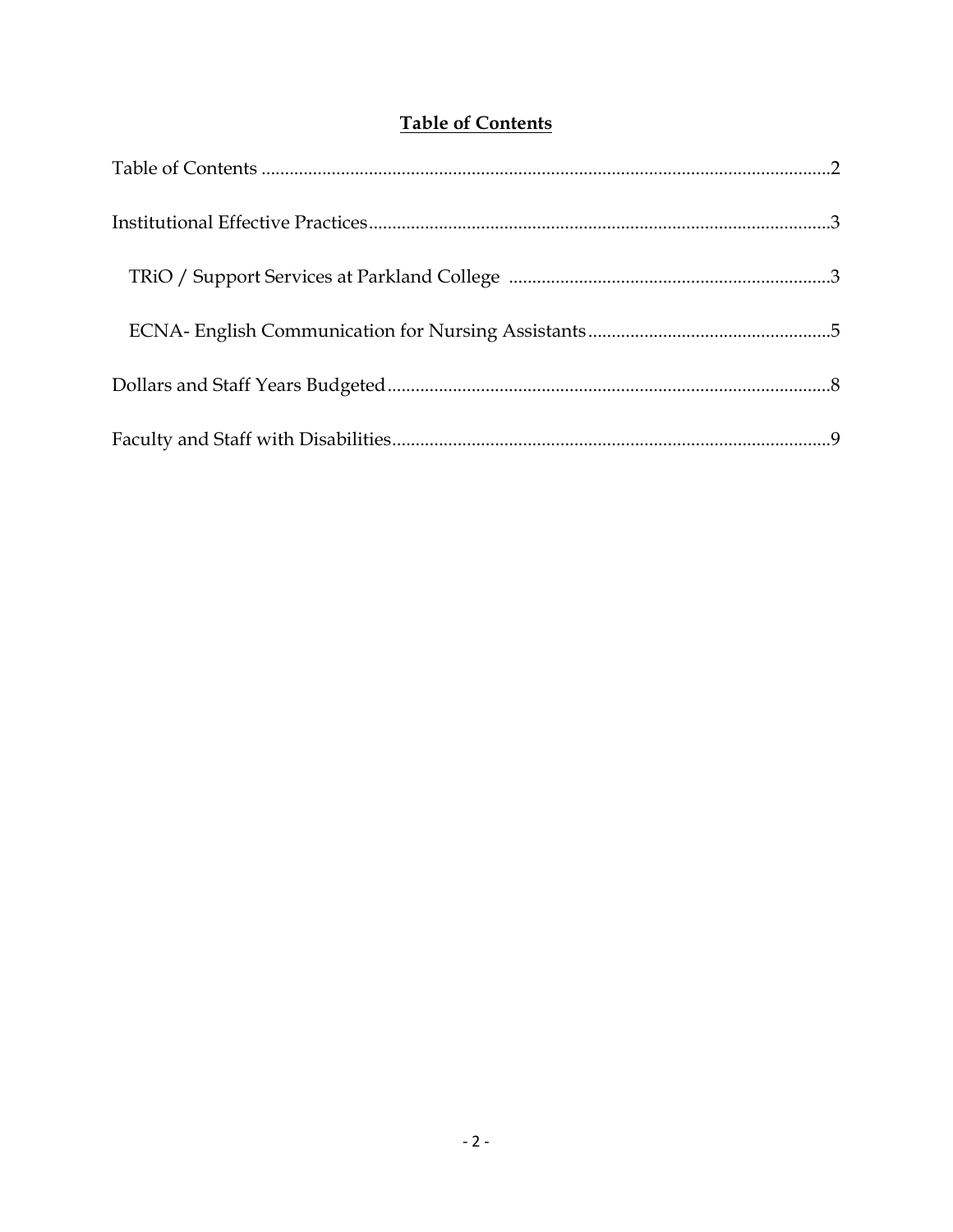# Table of Contents

Table of Contents ........................................................................................................2

Institutional Effective Practices ....................................................................................3

TRiO / Support Services at Parkland College ....................................................................3

ECNA- English Communication for Nursing Assistants ....................................................5

Dollars and Staff Years Budgeted ...................................................................................8

Faculty and Staff with Disabilities ..................................................................................9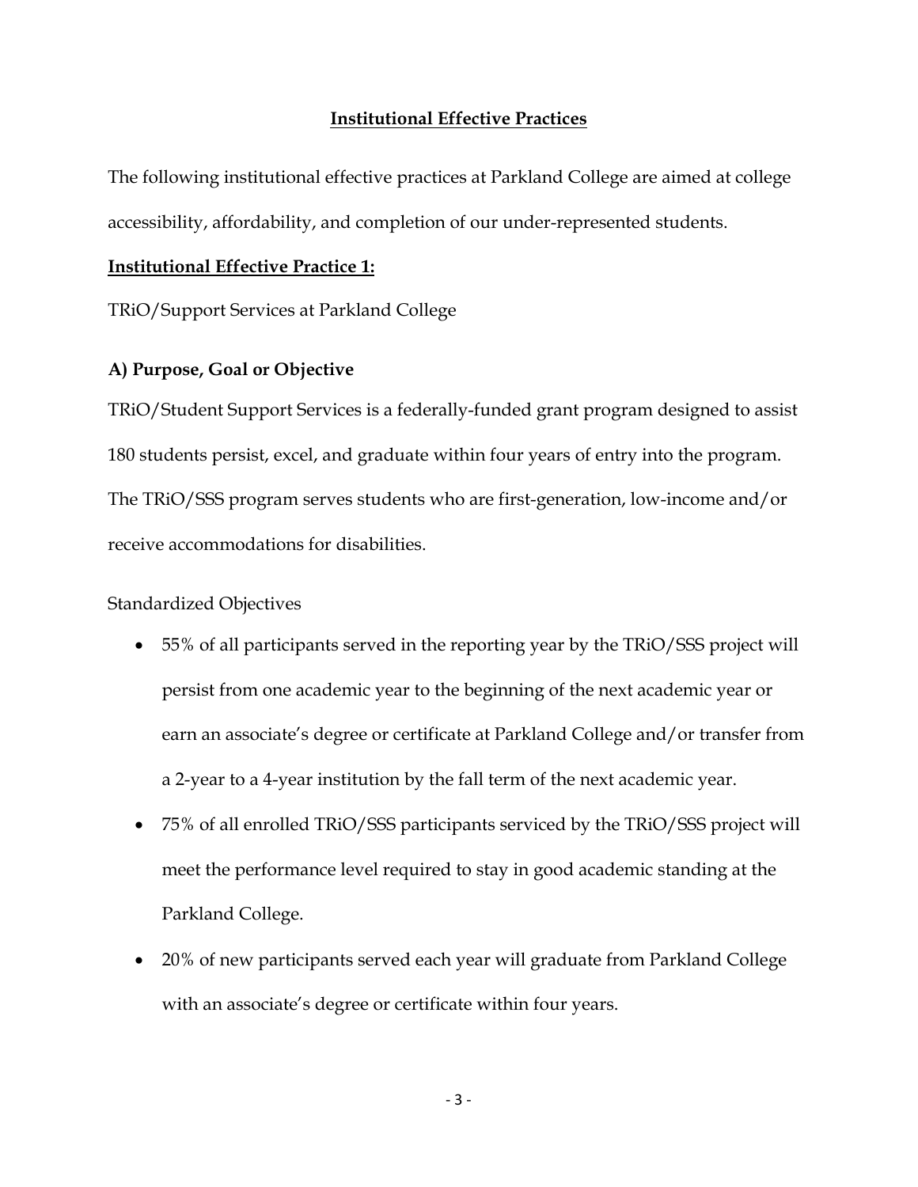## Institutional Effective Practices

The following institutional effective practices at Parkland College are aimed at college accessibility, affordability, and completion of our under-represented students.

### Institutional Effective Practice 1:

TRiO/Support Services at Parkland College

#### A) Purpose, Goal or Objective

TRiO/Student Support Services is a federally-funded grant program designed to assist 180 students persist, excel, and graduate within four years of entry into the program. The TRiO/SSS program serves students who are first-generation, low-income and/or receive accommodations for disabilities.

Standardized Objectives

- 55% of all participants served in the reporting year by the TRiO/SSS project will persist from one academic year to the beginning of the next academic year or earn an associate's degree or certificate at Parkland College and/or transfer from a 2-year to a 4-year institution by the fall term of the next academic year.
- 75% of all enrolled TRiO/SSS participants serviced by the TRiO/SSS project will meet the performance level required to stay in good academic standing at the Parkland College.
- 20% of new participants served each year will graduate from Parkland College with an associate's degree or certificate within four years.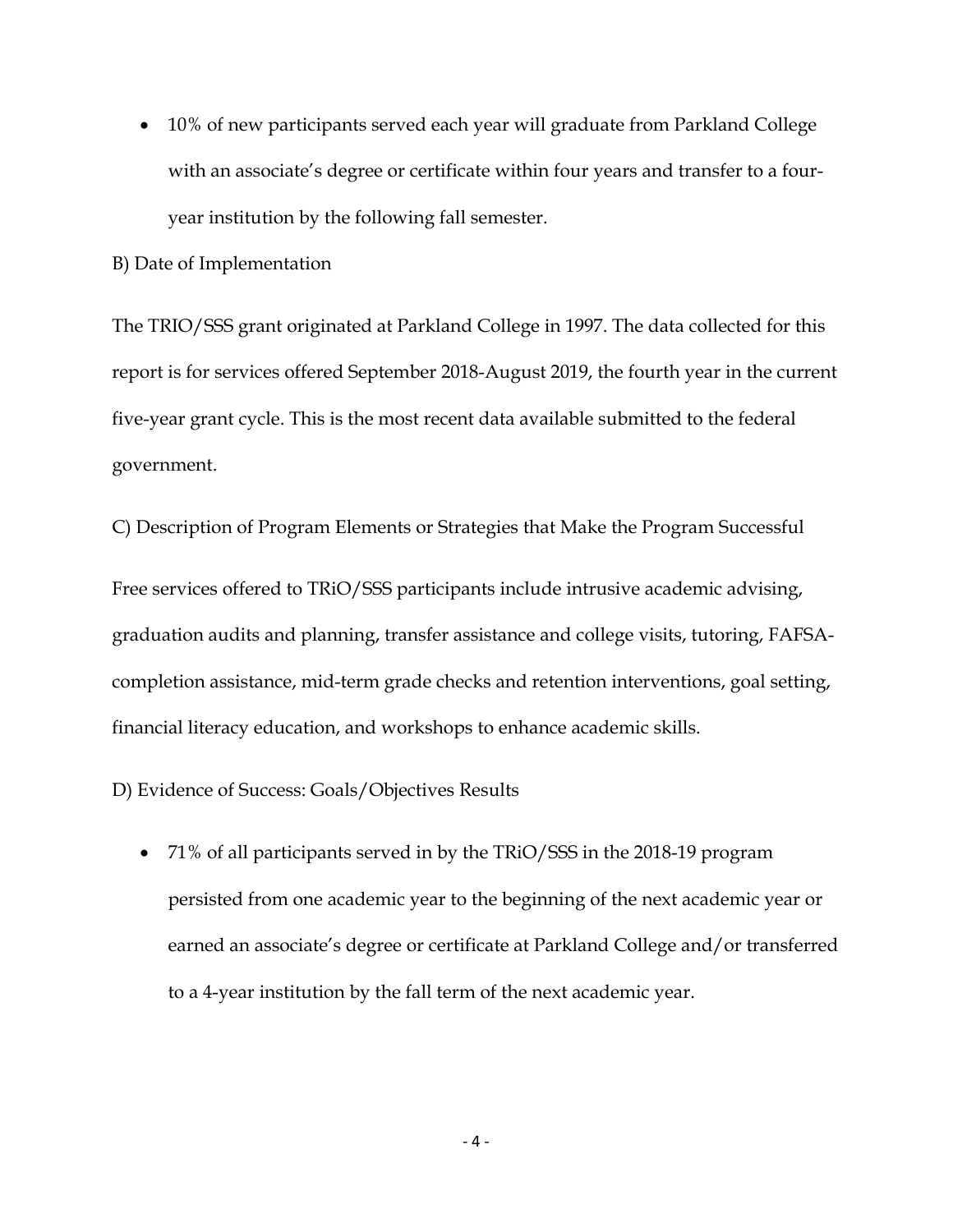- 10% of new participants served each year will graduate from Parkland College with an associate's degree or certificate within four years and transfer to a four-year institution by the following fall semester.

B) Date of Implementation

The TRIO/SSS grant originated at Parkland College in 1997. The data collected for this report is for services offered September 2018-August 2019, the fourth year in the current five-year grant cycle. This is the most recent data available submitted to the federal government.

C) Description of Program Elements or Strategies that Make the Program Successful

Free services offered to TRiO/SSS participants include intrusive academic advising, graduation audits and planning, transfer assistance and college visits, tutoring, FAFSA-completion assistance, mid-term grade checks and retention interventions, goal setting, financial literacy education, and workshops to enhance academic skills.

D) Evidence of Success: Goals/Objectives Results

- 71% of all participants served in by the TRiO/SSS in the 2018-19 program persisted from one academic year to the beginning of the next academic year or earned an associate's degree or certificate at Parkland College and/or transferred to a 4-year institution by the fall term of the next academic year.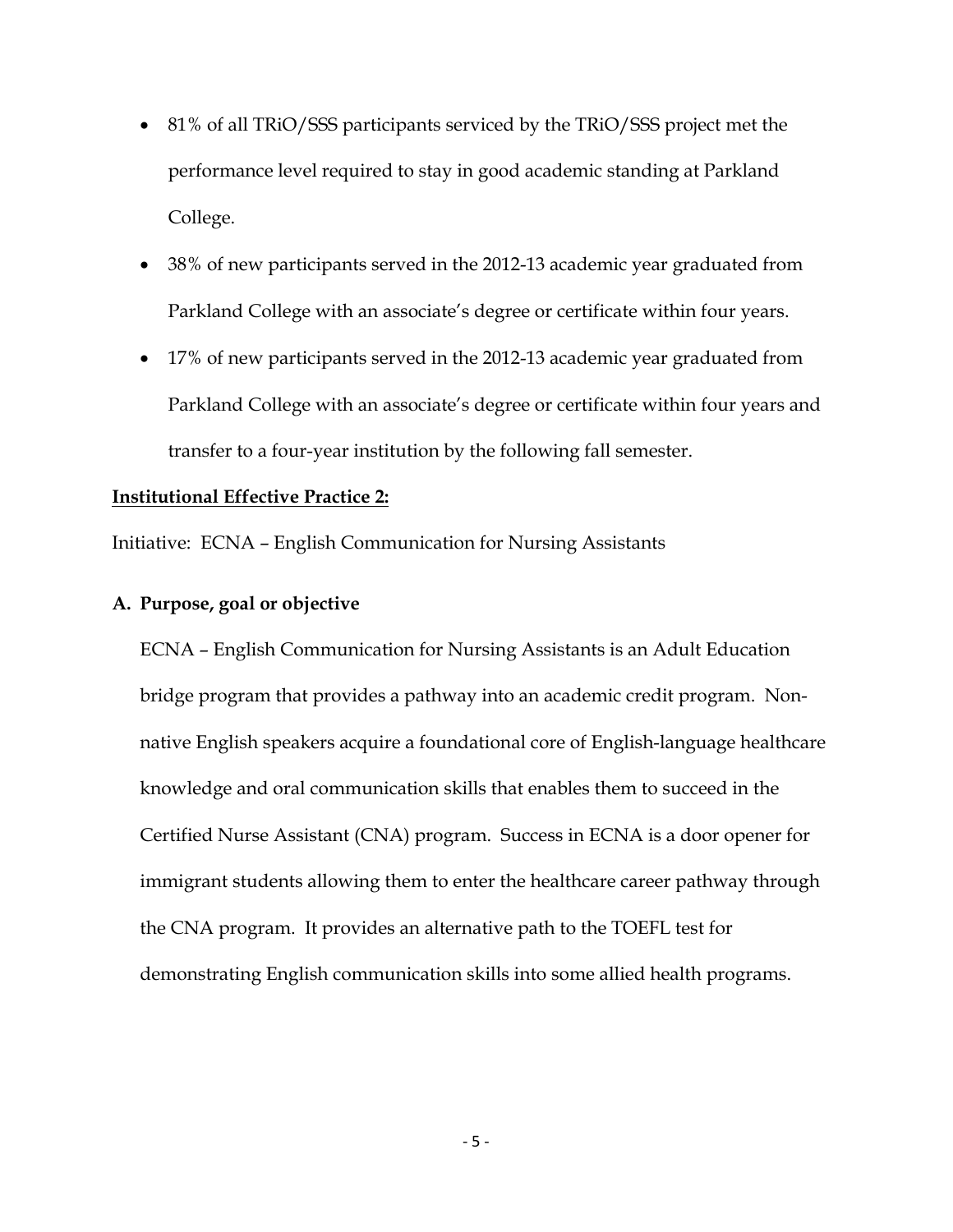- 81% of all TRiO/SSS participants serviced by the TRiO/SSS project met the performance level required to stay in good academic standing at Parkland College.
- 38% of new participants served in the 2012-13 academic year graduated from Parkland College with an associate's degree or certificate within four years.
- 17% of new participants served in the 2012-13 academic year graduated from Parkland College with an associate's degree or certificate within four years and transfer to a four-year institution by the following fall semester.

**Institutional Effective Practice 2:**

Initiative: ECNA – English Communication for Nursing Assistants

**A. Purpose, goal or objective**

ECNA – English Communication for Nursing Assistants is an Adult Education bridge program that provides a pathway into an academic credit program. Non-native English speakers acquire a foundational core of English-language healthcare knowledge and oral communication skills that enables them to succeed in the Certified Nurse Assistant (CNA) program. Success in ECNA is a door opener for immigrant students allowing them to enter the healthcare career pathway through the CNA program. It provides an alternative path to the TOEFL test for demonstrating English communication skills into some allied health programs.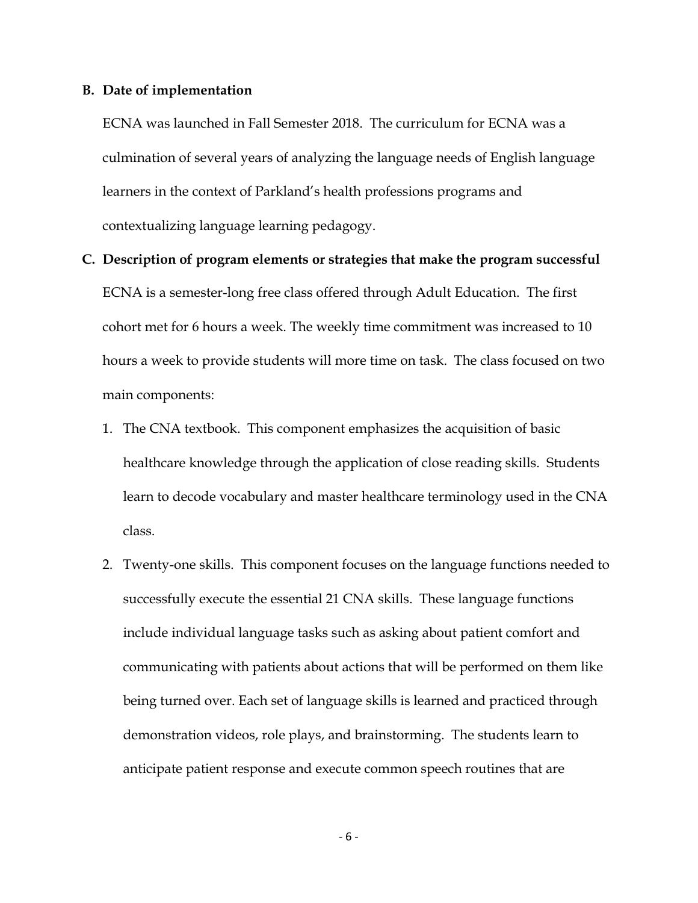**B. Date of implementation**

ECNA was launched in Fall Semester 2018. The curriculum for ECNA was a culmination of several years of analyzing the language needs of English language learners in the context of Parkland's health professions programs and contextualizing language learning pedagogy.

**C. Description of program elements or strategies that make the program successful**

ECNA is a semester-long free class offered through Adult Education. The first cohort met for 6 hours a week. The weekly time commitment was increased to 10 hours a week to provide students will more time on task. The class focused on two main components:

1. The CNA textbook. This component emphasizes the acquisition of basic healthcare knowledge through the application of close reading skills. Students learn to decode vocabulary and master healthcare terminology used in the CNA class.
2. Twenty-one skills. This component focuses on the language functions needed to successfully execute the essential 21 CNA skills. These language functions include individual language tasks such as asking about patient comfort and communicating with patients about actions that will be performed on them like being turned over. Each set of language skills is learned and practiced through demonstration videos, role plays, and brainstorming. The students learn to anticipate patient response and execute common speech routines that are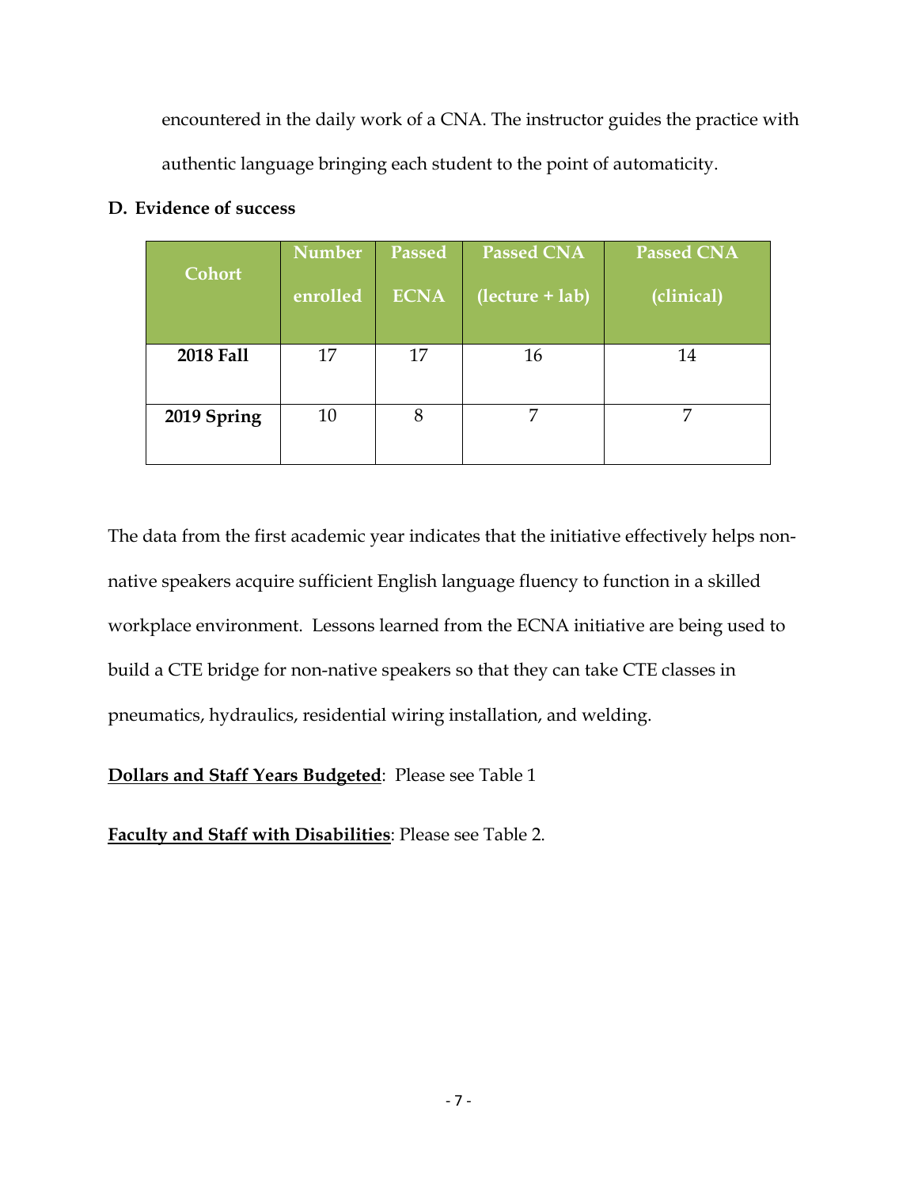encountered in the daily work of a CNA. The instructor guides the practice with authentic language bringing each student to the point of automaticity.

**D. Evidence of success**

| Cohort | Number enrolled | Passed ECNA | Passed CNA (lecture + lab) | Passed CNA (clinical) |
|---|---|---|---|---|
| **2018 Fall** | 17 | 17 | 16 | 14 |
| **2019 Spring** | 10 | 8 | 7 | 7 |

The data from the first academic year indicates that the initiative effectively helps non-native speakers acquire sufficient English language fluency to function in a skilled workplace environment. Lessons learned from the ECNA initiative are being used to build a CTE bridge for non-native speakers so that they can take CTE classes in pneumatics, hydraulics, residential wiring installation, and welding.

**Dollars and Staff Years Budgeted**: Please see Table 1

**Faculty and Staff with Disabilities**: Please see Table 2.